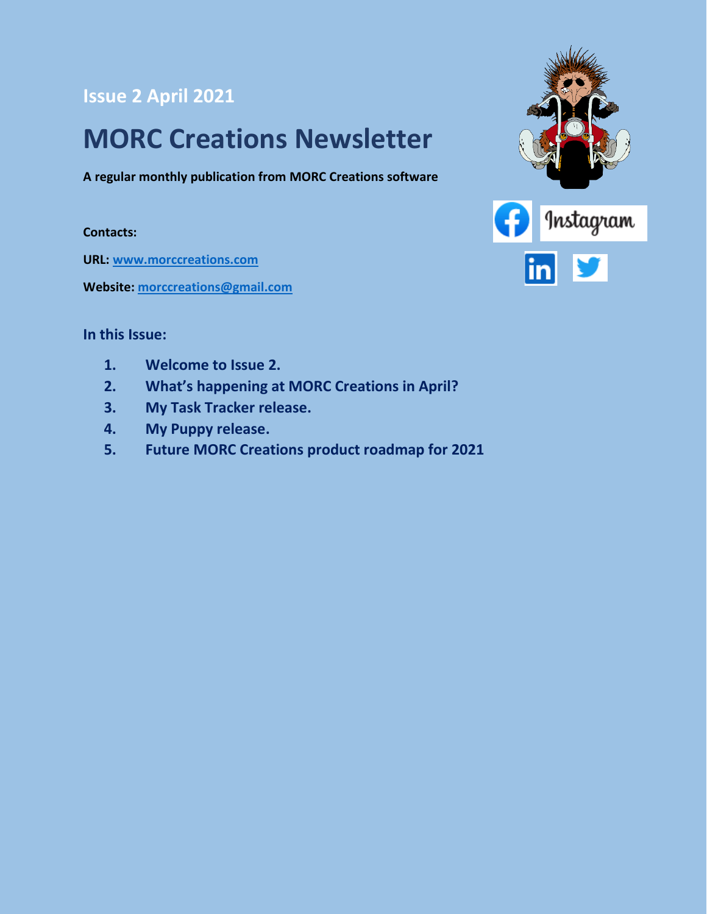## Issue 2 April 2021

# MORC Creations Newsletter

**A regular monthly publication from MORC Creations software**

**Contacts:**

**URL:** [www.morccreations.com](www.morccreations.com)

**Website:** [morccreations@gmail.com](mailto:morccreations@gmail.com)

### In this Issue:

1. **Welcome to Issue 2.**
2. **What's happening at MORC Creations in April?**
3. **My Task Tracker release.**
4. **My Puppy release.**
5. **Future MORC Creations product roadmap for 2021**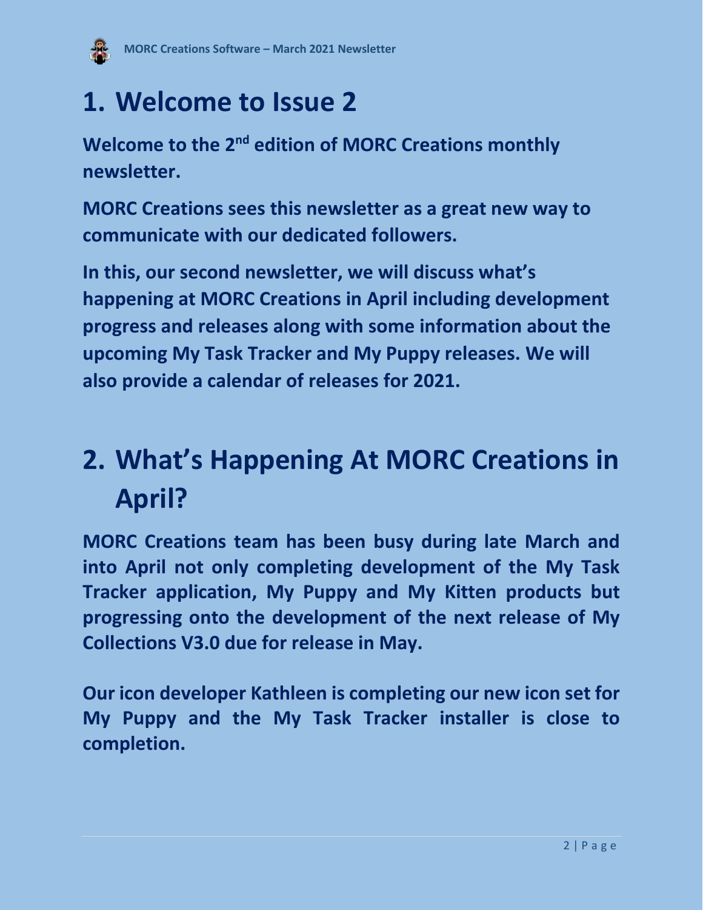# 1. Welcome to Issue 2

**Welcome to the 2nd edition of MORC Creations monthly newsletter.**

**MORC Creations sees this newsletter as a great new way to communicate with our dedicated followers.**

**In this, our second newsletter, we will discuss what's happening at MORC Creations in April including development progress and releases along with some information about the upcoming My Task Tracker and My Puppy releases. We will also provide a calendar of releases for 2021.**

# 2. What's Happening At MORC Creations in April?

**MORC Creations team has been busy during late March and into April not only completing development of the My Task Tracker application, My Puppy and My Kitten products but progressing onto the development of the next release of My Collections V3.0 due for release in May.**

**Our icon developer Kathleen is completing our new icon set for My Puppy and the My Task Tracker installer is close to completion.**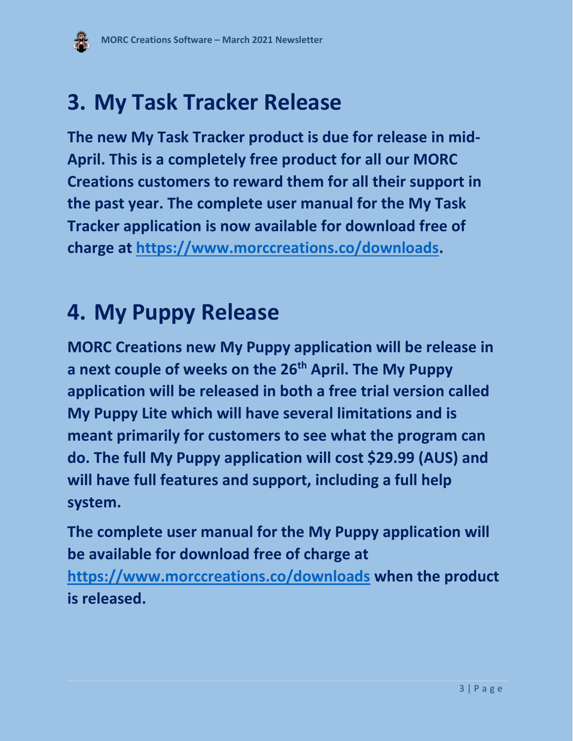# 3. My Task Tracker Release

**The new My Task Tracker product is due for release in mid-April. This is a completely free product for all our MORC Creations customers to reward them for all their support in the past year. The complete user manual for the My Task Tracker application is now available for download free of charge at [https://www.morccreations.co/downloads](https://www.morccreations.co/downloads).**

# 4. My Puppy Release

**MORC Creations new My Puppy application will be release in a next couple of weeks on the 26th April. The My Puppy application will be released in both a free trial version called My Puppy Lite which will have several limitations and is meant primarily for customers to see what the program can do. The full My Puppy application will cost $29.99 (AUS) and will have full features and support, including a full help system.**

**The complete user manual for the My Puppy application will be available for download free of charge at [https://www.morccreations.co/downloads](https://www.morccreations.co/downloads) when the product is released.**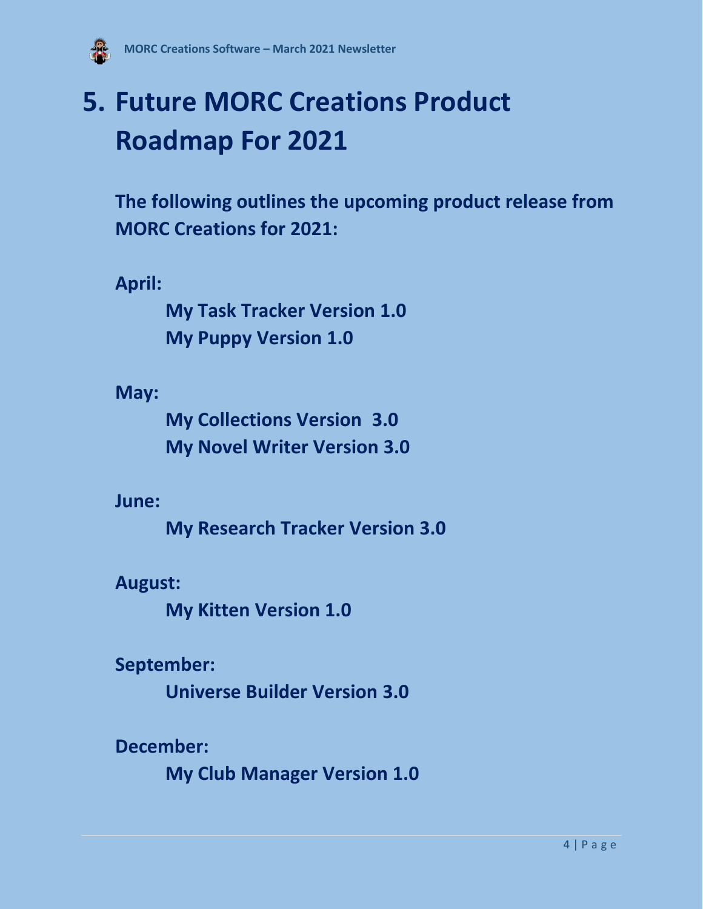# 5. Future MORC Creations Product Roadmap For 2021

**The following outlines the upcoming product release from MORC Creations for 2021:**

**April:**

- **My Task Tracker Version 1.0**
- **My Puppy Version 1.0**

**May:**

- **My Collections Version 3.0**
- **My Novel Writer Version 3.0**

**June:**

- **My Research Tracker Version 3.0**

**August:**

- **My Kitten Version 1.0**

**September:**

- **Universe Builder Version 3.0**

**December:**

- **My Club Manager Version 1.0**